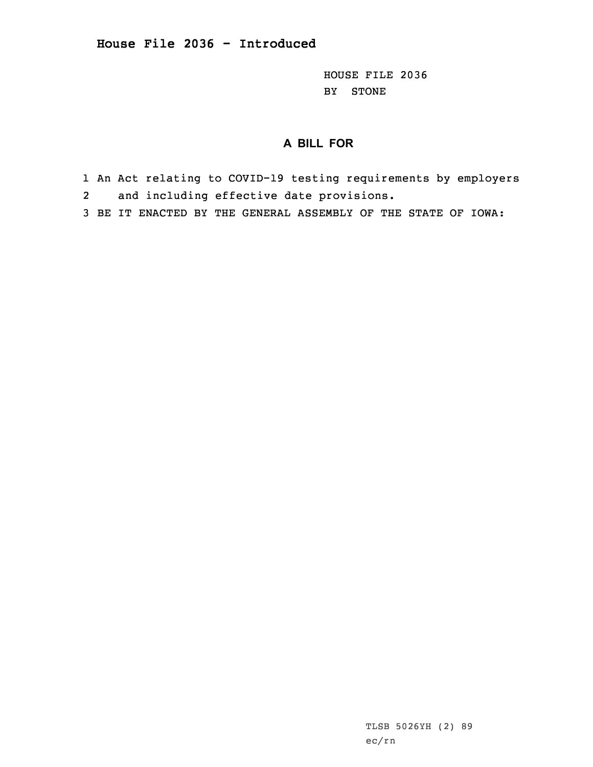# House File 2036 - Introduced

HOUSE FILE 2036
BY STONE

## A BILL FOR

1 An Act relating to COVID-19 testing requirements by employers
2 and including effective date provisions.
3 BE IT ENACTED BY THE GENERAL ASSEMBLY OF THE STATE OF IOWA:

TLSB 5026YH (2) 89
ec/rn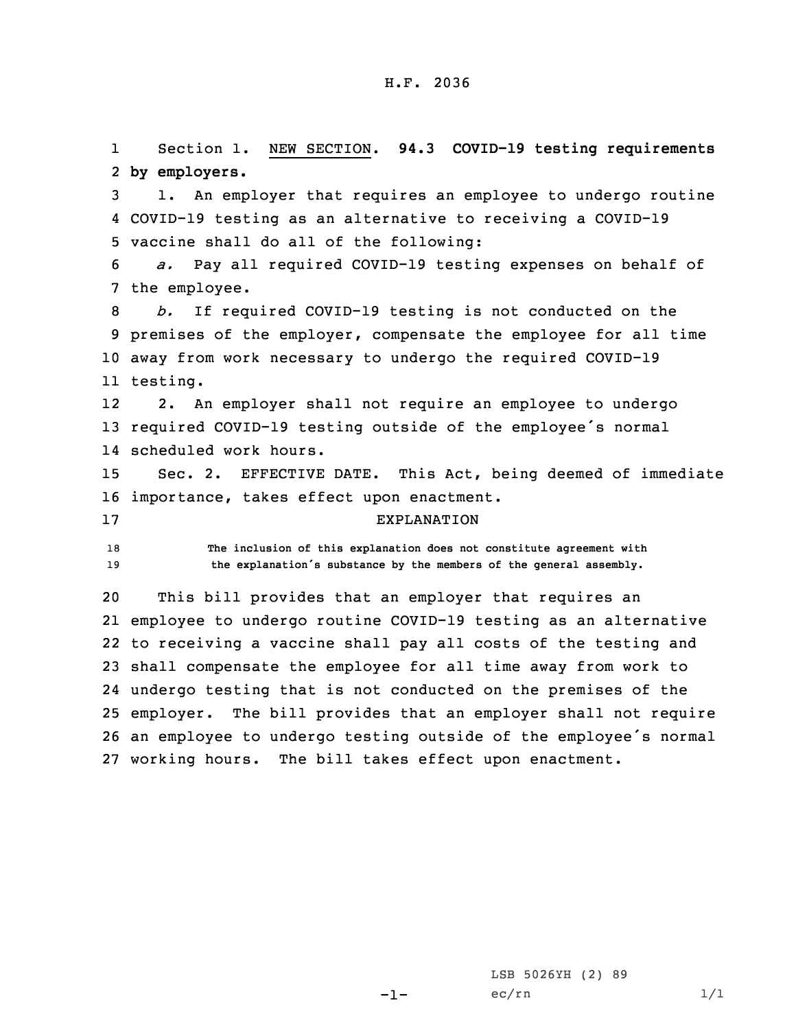H.F. 2036

Section 1. NEW SECTION. **94.3 COVID-19 testing requirements by employers.**

1. An employer that requires an employee to undergo routine COVID-19 testing as an alternative to receiving a COVID-19 vaccine shall do all of the following:

*a.* Pay all required COVID-19 testing expenses on behalf of the employee.

*b.* If required COVID-19 testing is not conducted on the premises of the employer, compensate the employee for all time away from work necessary to undergo the required COVID-19 testing.

2. An employer shall not require an employee to undergo required COVID-19 testing outside of the employee's normal scheduled work hours.

Sec. 2. EFFECTIVE DATE. This Act, being deemed of immediate importance, takes effect upon enactment.

EXPLANATION

The inclusion of this explanation does not constitute agreement with the explanation's substance by the members of the general assembly.

This bill provides that an employer that requires an employee to undergo routine COVID-19 testing as an alternative to receiving a vaccine shall pay all costs of the testing and shall compensate the employee for all time away from work to undergo testing that is not conducted on the premises of the employer. The bill provides that an employer shall not require an employee to undergo testing outside of the employee's normal working hours. The bill takes effect upon enactment.

LSB 5026YH (2) 89
ec/rn